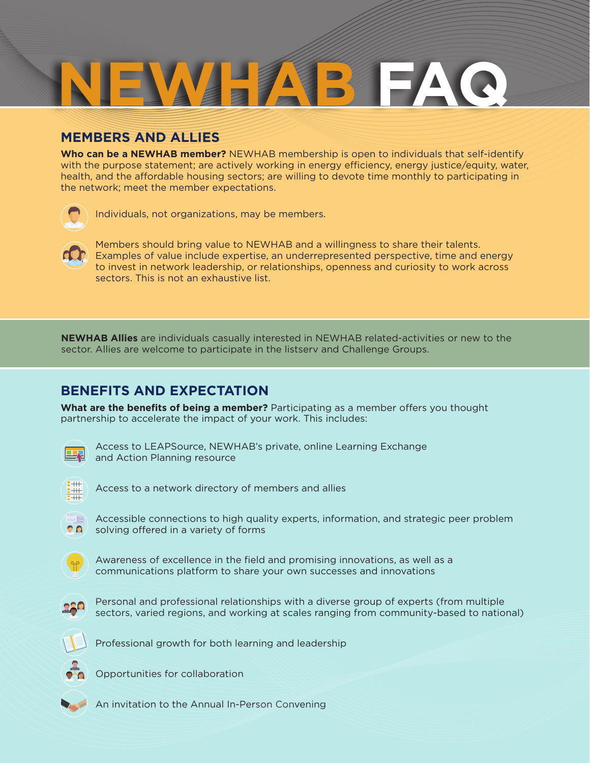# NEWHAB FAQ

## MEMBERS AND ALLIES

**Who can be a NEWHAB member?** NEWHAB membership is open to individuals that self-identify with the purpose statement; are actively working in energy efficiency, energy justice/equity, water, health, and the affordable housing sectors; are willing to devote time monthly to participating in the network; meet the member expectations.

- Individuals, not organizations, may be members.
- Members should bring value to NEWHAB and a willingness to share their talents. Examples of value include expertise, an underrepresented perspective, time and energy to invest in network leadership, or relationships, openness and curiosity to work across sectors. This is not an exhaustive list.

**NEWHAB Allies** are individuals casually interested in NEWHAB related-activities or new to the sector. Allies are welcome to participate in the listserv and Challenge Groups.

## BENEFITS AND EXPECTATION

**What are the benefits of being a member?** Participating as a member offers you thought partnership to accelerate the impact of your work. This includes:

- Access to LEAPSource, NEWHAB's private, online Learning Exchange and Action Planning resource
- Access to a network directory of members and allies
- Accessible connections to high quality experts, information, and strategic peer problem solving offered in a variety of forms
- Awareness of excellence in the field and promising innovations, as well as a communications platform to share your own successes and innovations
- Personal and professional relationships with a diverse group of experts (from multiple sectors, varied regions, and working at scales ranging from community-based to national)
- Professional growth for both learning and leadership
- Opportunities for collaboration
- An invitation to the Annual In-Person Convening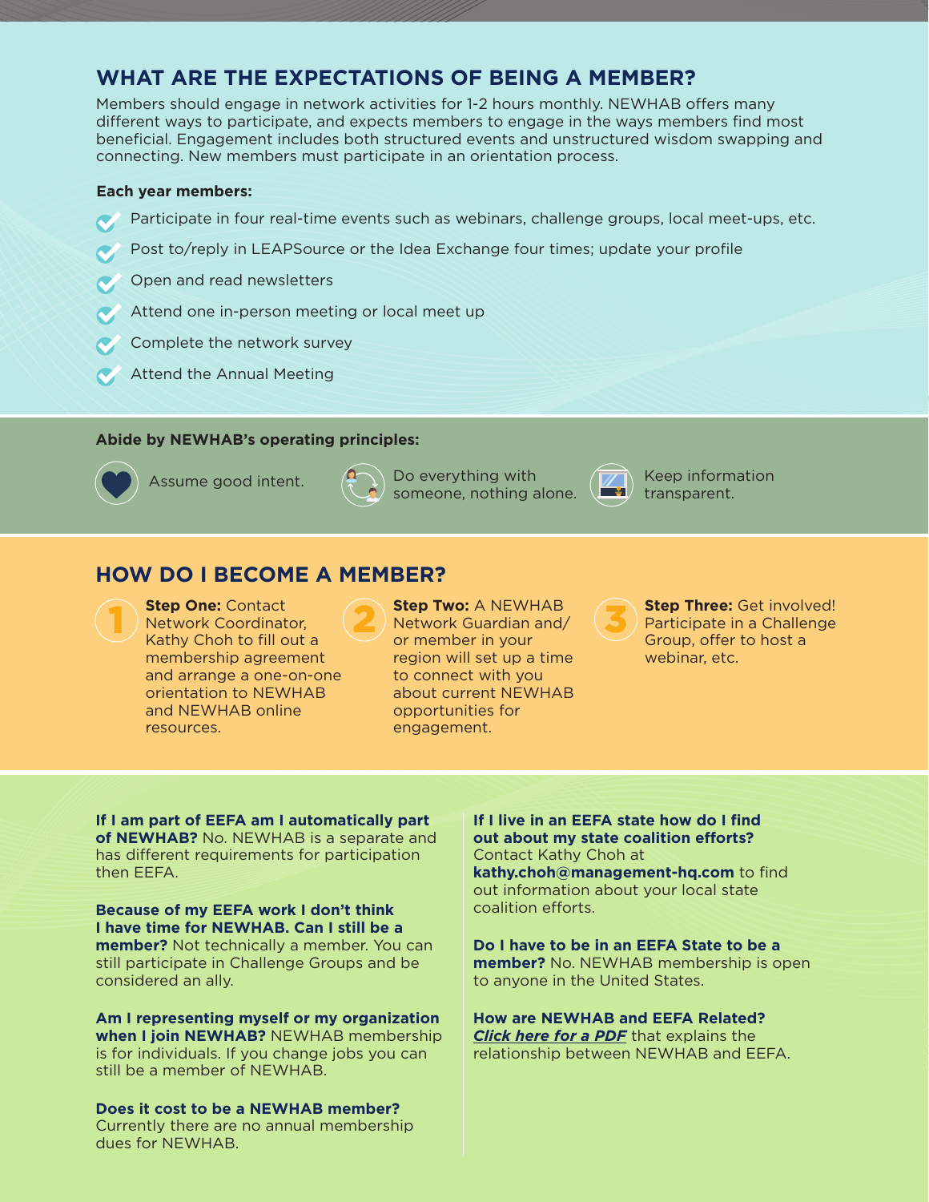## WHAT ARE THE EXPECTATIONS OF BEING A MEMBER?

Members should engage in network activities for 1-2 hours monthly. NEWHAB offers many different ways to participate, and expects members to engage in the ways members find most beneficial. Engagement includes both structured events and unstructured wisdom swapping and connecting. New members must participate in an orientation process.

**Each year members:**

- Participate in four real-time events such as webinars, challenge groups, local meet-ups, etc.
- Post to/reply in LEAPSource or the Idea Exchange four times; update your profile
- Open and read newsletters
- Attend one in-person meeting or local meet up
- Complete the network survey
- Attend the Annual Meeting

**Abide by NEWHAB's operating principles:**

- Assume good intent.
- Do everything with someone, nothing alone.
- Keep information transparent.

## HOW DO I BECOME A MEMBER?

1. **Step One:** Contact Network Coordinator, Kathy Choh to fill out a membership agreement and arrange a one-on-one orientation to NEWHAB and NEWHAB online resources.
2. **Step Two:** A NEWHAB Network Guardian and/or member in your region will set up a time to connect with you about current NEWHAB opportunities for engagement.
3. **Step Three:** Get involved! Participate in a Challenge Group, offer to host a webinar, etc.

**If I am part of EEFA am I automatically part of NEWHAB?** No. NEWHAB is a separate and has different requirements for participation then EEFA.

**Because of my EEFA work I don't think I have time for NEWHAB. Can I still be a member?** Not technically a member. You can still participate in Challenge Groups and be considered an ally.

**Am I representing myself or my organization when I join NEWHAB?** NEWHAB membership is for individuals. If you change jobs you can still be a member of NEWHAB.

**Does it cost to be a NEWHAB member?** Currently there are no annual membership dues for NEWHAB.

**If I live in an EEFA state how do I find out about my state coalition efforts?** Contact Kathy Choh at **kathy.choh@management-hq.com** to find out information about your local state coalition efforts.

**Do I have to be in an EEFA State to be a member?** No. NEWHAB membership is open to anyone in the United States.

**How are NEWHAB and EEFA Related?** ***Click here for a PDF*** that explains the relationship between NEWHAB and EEFA.